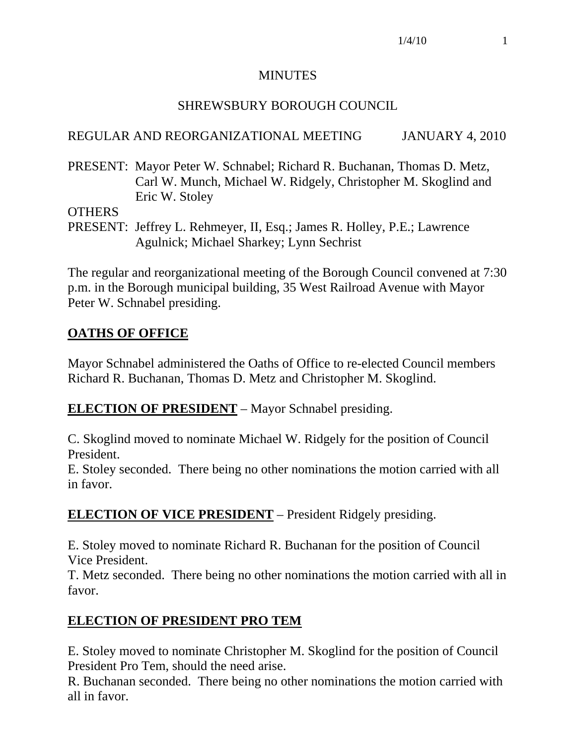# MINUTES

## SHREWSBURY BOROUGH COUNCIL

REGULAR AND REORGANIZATIONAL MEETING JANUARY 4, 2010

PRESENT: Mayor Peter W. Schnabel; Richard R. Buchanan, Thomas D. Metz, Carl W. Munch, Michael W. Ridgely, Christopher M. Skoglind and Eric W. Stoley

OTHERS
PRESENT: Jeffrey L. Rehmeyer, II, Esq.; James R. Holley, P.E.; Lawrence Agulnick; Michael Sharkey; Lynn Sechrist

The regular and reorganizational meeting of the Borough Council convened at 7:30 p.m. in the Borough municipal building, 35 West Railroad Avenue with Mayor Peter W. Schnabel presiding.

**OATHS OF OFFICE**

Mayor Schnabel administered the Oaths of Office to re-elected Council members Richard R. Buchanan, Thomas D. Metz and Christopher M. Skoglind.

**ELECTION OF PRESIDENT** – Mayor Schnabel presiding.

C. Skoglind moved to nominate Michael W. Ridgely for the position of Council President.
E. Stoley seconded. There being no other nominations the motion carried with all in favor.

**ELECTION OF VICE PRESIDENT** – President Ridgely presiding.

E. Stoley moved to nominate Richard R. Buchanan for the position of Council Vice President.
T. Metz seconded. There being no other nominations the motion carried with all in favor.

**ELECTION OF PRESIDENT PRO TEM**

E. Stoley moved to nominate Christopher M. Skoglind for the position of Council President Pro Tem, should the need arise.
R. Buchanan seconded. There being no other nominations the motion carried with all in favor.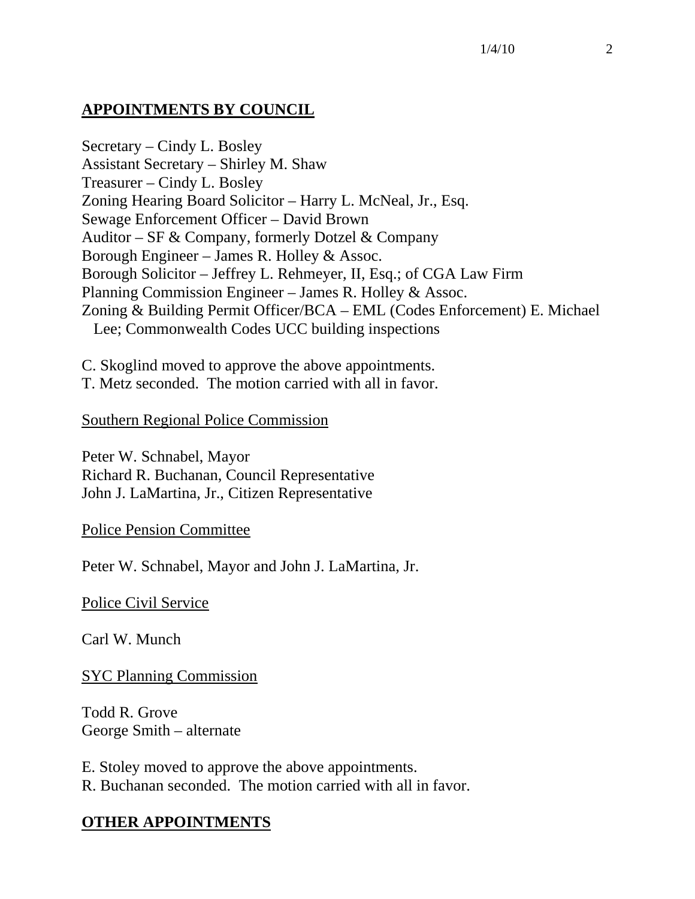## **APPOINTMENTS BY COUNCIL**

Secretary – Cindy L. Bosley
Assistant Secretary – Shirley M. Shaw
Treasurer – Cindy L. Bosley
Zoning Hearing Board Solicitor – Harry L. McNeal, Jr., Esq.
Sewage Enforcement Officer – David Brown
Auditor – SF & Company, formerly Dotzel & Company
Borough Engineer – James R. Holley & Assoc.
Borough Solicitor – Jeffrey L. Rehmeyer, II, Esq.; of CGA Law Firm
Planning Commission Engineer – James R. Holley & Assoc.
Zoning & Building Permit Officer/BCA – EML (Codes Enforcement) E. Michael Lee; Commonwealth Codes UCC building inspections

C. Skoglind moved to approve the above appointments.
T. Metz seconded. The motion carried with all in favor.

Southern Regional Police Commission

Peter W. Schnabel, Mayor
Richard R. Buchanan, Council Representative
John J. LaMartina, Jr., Citizen Representative

Police Pension Committee

Peter W. Schnabel, Mayor and John J. LaMartina, Jr.

Police Civil Service

Carl W. Munch

SYC Planning Commission

Todd R. Grove
George Smith – alternate

E. Stoley moved to approve the above appointments.
R. Buchanan seconded. The motion carried with all in favor.

## **OTHER APPOINTMENTS**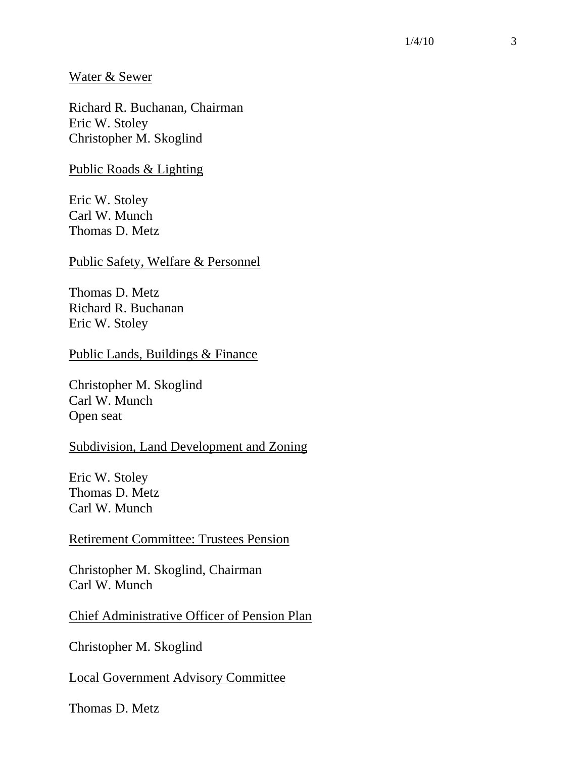Water & Sewer

Richard R. Buchanan, Chairman
Eric W. Stoley
Christopher M. Skoglind

Public Roads & Lighting

Eric W. Stoley
Carl W. Munch
Thomas D. Metz

Public Safety, Welfare & Personnel

Thomas D. Metz
Richard R. Buchanan
Eric W. Stoley

Public Lands, Buildings & Finance

Christopher M. Skoglind
Carl W. Munch
Open seat

Subdivision, Land Development and Zoning

Eric W. Stoley
Thomas D. Metz
Carl W. Munch

Retirement Committee: Trustees Pension

Christopher M. Skoglind, Chairman
Carl W. Munch

Chief Administrative Officer of Pension Plan

Christopher M. Skoglind

Local Government Advisory Committee

Thomas D. Metz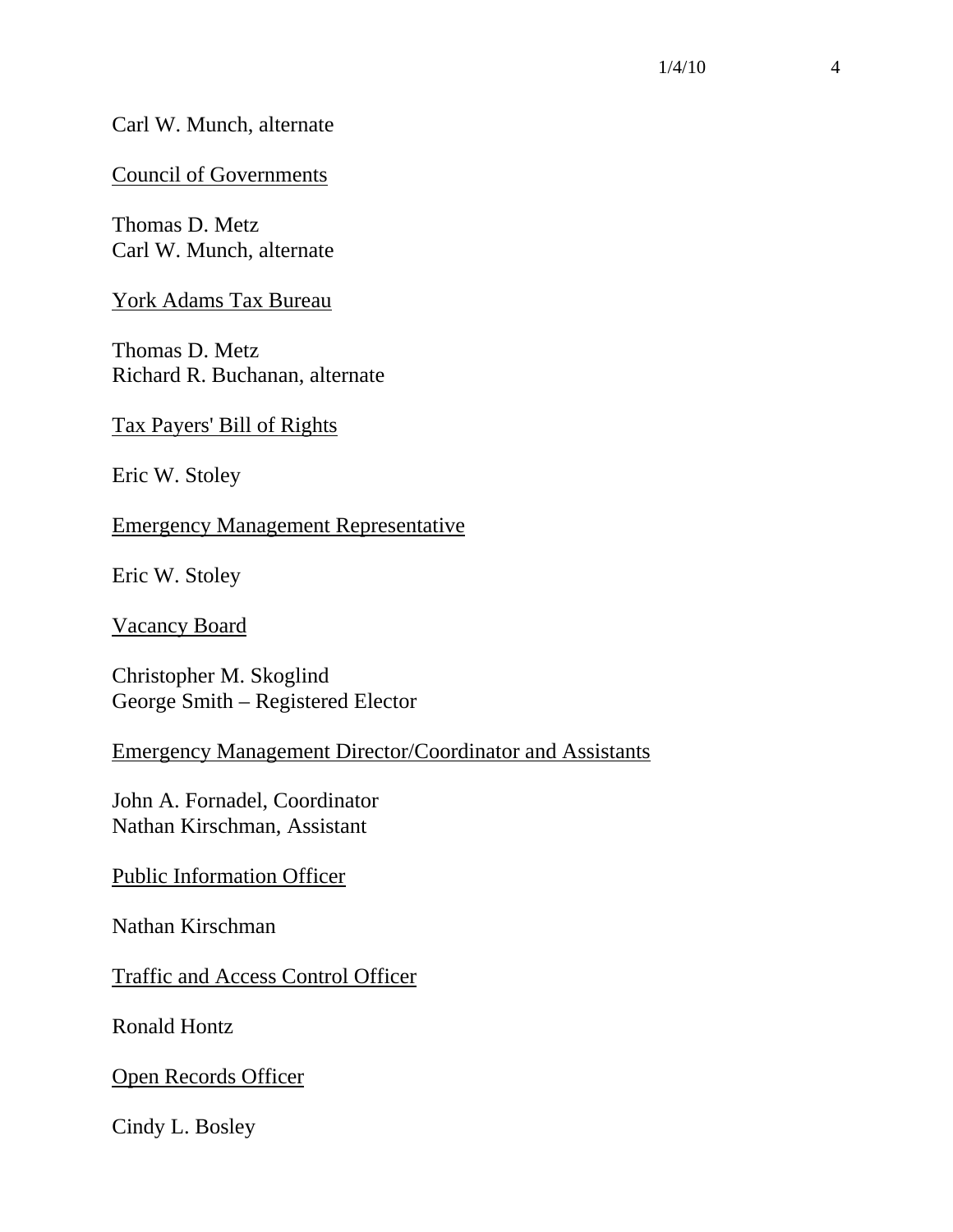Carl W. Munch, alternate

Council of Governments

Thomas D. Metz
Carl W. Munch, alternate

York Adams Tax Bureau

Thomas D. Metz
Richard R. Buchanan, alternate

Tax Payers' Bill of Rights

Eric W. Stoley

Emergency Management Representative

Eric W. Stoley

Vacancy Board

Christopher M. Skoglind
George Smith – Registered Elector

Emergency Management Director/Coordinator and Assistants

John A. Fornadel, Coordinator
Nathan Kirschman, Assistant

Public Information Officer

Nathan Kirschman

Traffic and Access Control Officer

Ronald Hontz

Open Records Officer

Cindy L. Bosley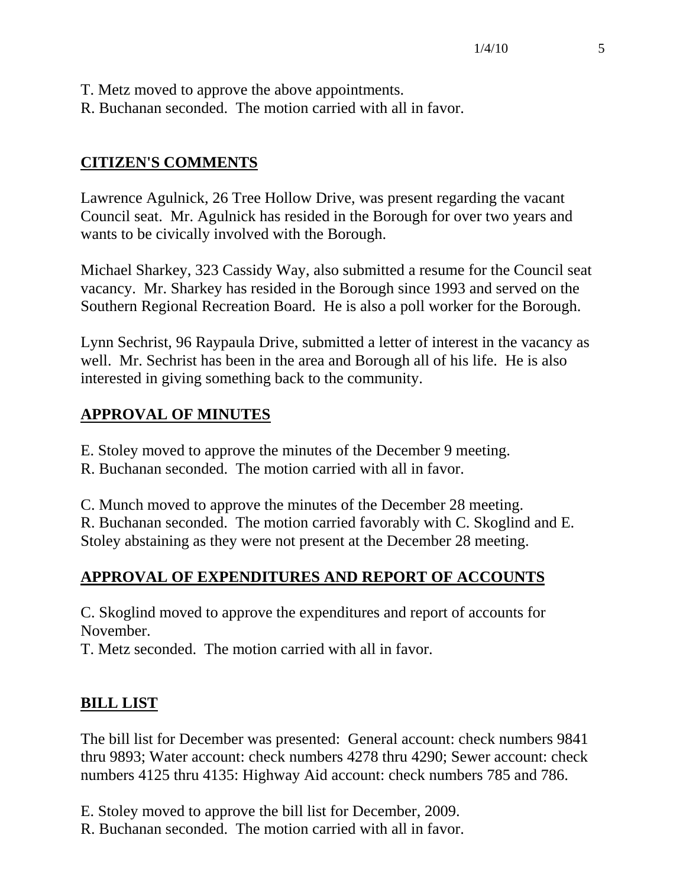T. Metz moved to approve the above appointments.
R. Buchanan seconded. The motion carried with all in favor.

## CITIZEN'S COMMENTS

Lawrence Agulnick, 26 Tree Hollow Drive, was present regarding the vacant Council seat. Mr. Agulnick has resided in the Borough for over two years and wants to be civically involved with the Borough.

Michael Sharkey, 323 Cassidy Way, also submitted a resume for the Council seat vacancy. Mr. Sharkey has resided in the Borough since 1993 and served on the Southern Regional Recreation Board. He is also a poll worker for the Borough.

Lynn Sechrist, 96 Raypaula Drive, submitted a letter of interest in the vacancy as well. Mr. Sechrist has been in the area and Borough all of his life. He is also interested in giving something back to the community.

## APPROVAL OF MINUTES

E. Stoley moved to approve the minutes of the December 9 meeting.
R. Buchanan seconded. The motion carried with all in favor.

C. Munch moved to approve the minutes of the December 28 meeting.
R. Buchanan seconded. The motion carried favorably with C. Skoglind and E. Stoley abstaining as they were not present at the December 28 meeting.

## APPROVAL OF EXPENDITURES AND REPORT OF ACCOUNTS

C. Skoglind moved to approve the expenditures and report of accounts for November.
T. Metz seconded. The motion carried with all in favor.

## BILL LIST

The bill list for December was presented: General account: check numbers 9841 thru 9893; Water account: check numbers 4278 thru 4290; Sewer account: check numbers 4125 thru 4135: Highway Aid account: check numbers 785 and 786.

E. Stoley moved to approve the bill list for December, 2009.
R. Buchanan seconded. The motion carried with all in favor.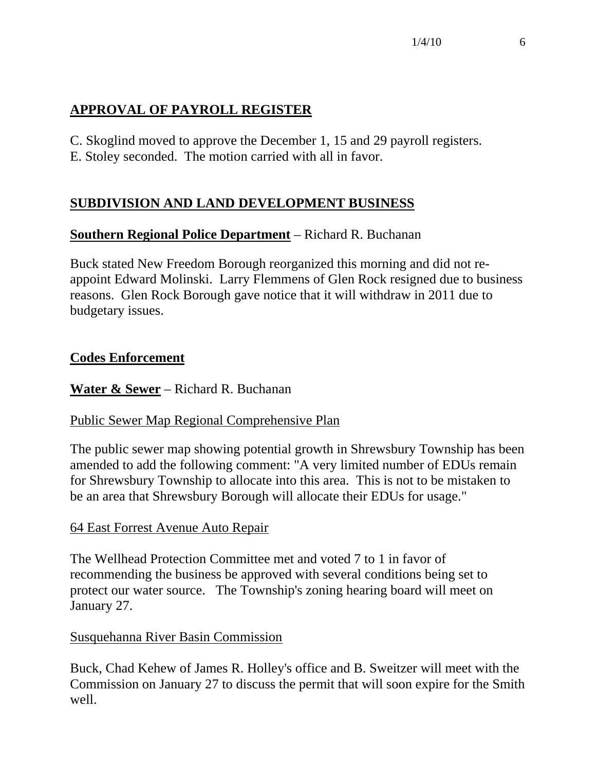## APPROVAL OF PAYROLL REGISTER

C. Skoglind moved to approve the December 1, 15 and 29 payroll registers. E. Stoley seconded. The motion carried with all in favor.

## SUBDIVISION AND LAND DEVELOPMENT BUSINESS

**Southern Regional Police Department** – Richard R. Buchanan

Buck stated New Freedom Borough reorganized this morning and did not re-appoint Edward Molinski. Larry Flemmens of Glen Rock resigned due to business reasons. Glen Rock Borough gave notice that it will withdraw in 2011 due to budgetary issues.

**Codes Enforcement**

**Water & Sewer** – Richard R. Buchanan

Public Sewer Map Regional Comprehensive Plan

The public sewer map showing potential growth in Shrewsbury Township has been amended to add the following comment: "A very limited number of EDUs remain for Shrewsbury Township to allocate into this area. This is not to be mistaken to be an area that Shrewsbury Borough will allocate their EDUs for usage."

64 East Forrest Avenue Auto Repair

The Wellhead Protection Committee met and voted 7 to 1 in favor of recommending the business be approved with several conditions being set to protect our water source. The Township's zoning hearing board will meet on January 27.

Susquehanna River Basin Commission

Buck, Chad Kehew of James R. Holley's office and B. Sweitzer will meet with the Commission on January 27 to discuss the permit that will soon expire for the Smith well.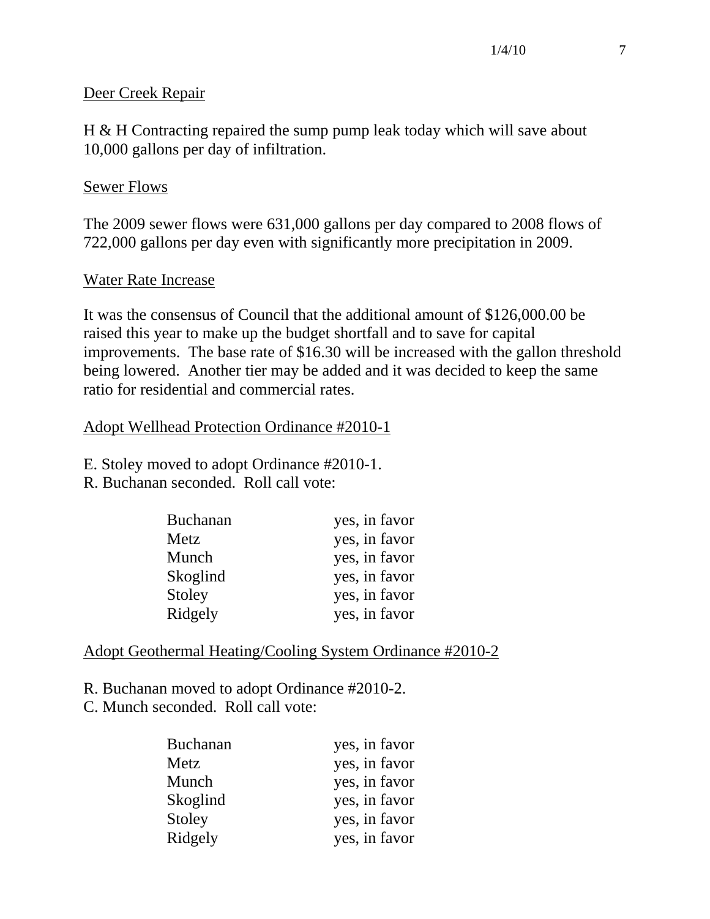Deer Creek Repair

H & H Contracting repaired the sump pump leak today which will save about 10,000 gallons per day of infiltration.

Sewer Flows

The 2009 sewer flows were 631,000 gallons per day compared to 2008 flows of 722,000 gallons per day even with significantly more precipitation in 2009.

Water Rate Increase

It was the consensus of Council that the additional amount of $126,000.00 be raised this year to make up the budget shortfall and to save for capital improvements. The base rate of $16.30 will be increased with the gallon threshold being lowered. Another tier may be added and it was decided to keep the same ratio for residential and commercial rates.

Adopt Wellhead Protection Ordinance #2010-1

E. Stoley moved to adopt Ordinance #2010-1.
R. Buchanan seconded. Roll call vote:

| | |
|---|---|
| Buchanan | yes, in favor |
| Metz | yes, in favor |
| Munch | yes, in favor |
| Skoglind | yes, in favor |
| Stoley | yes, in favor |
| Ridgely | yes, in favor |

Adopt Geothermal Heating/Cooling System Ordinance #2010-2

R. Buchanan moved to adopt Ordinance #2010-2.
C. Munch seconded. Roll call vote:

| | |
|---|---|
| Buchanan | yes, in favor |
| Metz | yes, in favor |
| Munch | yes, in favor |
| Skoglind | yes, in favor |
| Stoley | yes, in favor |
| Ridgely | yes, in favor |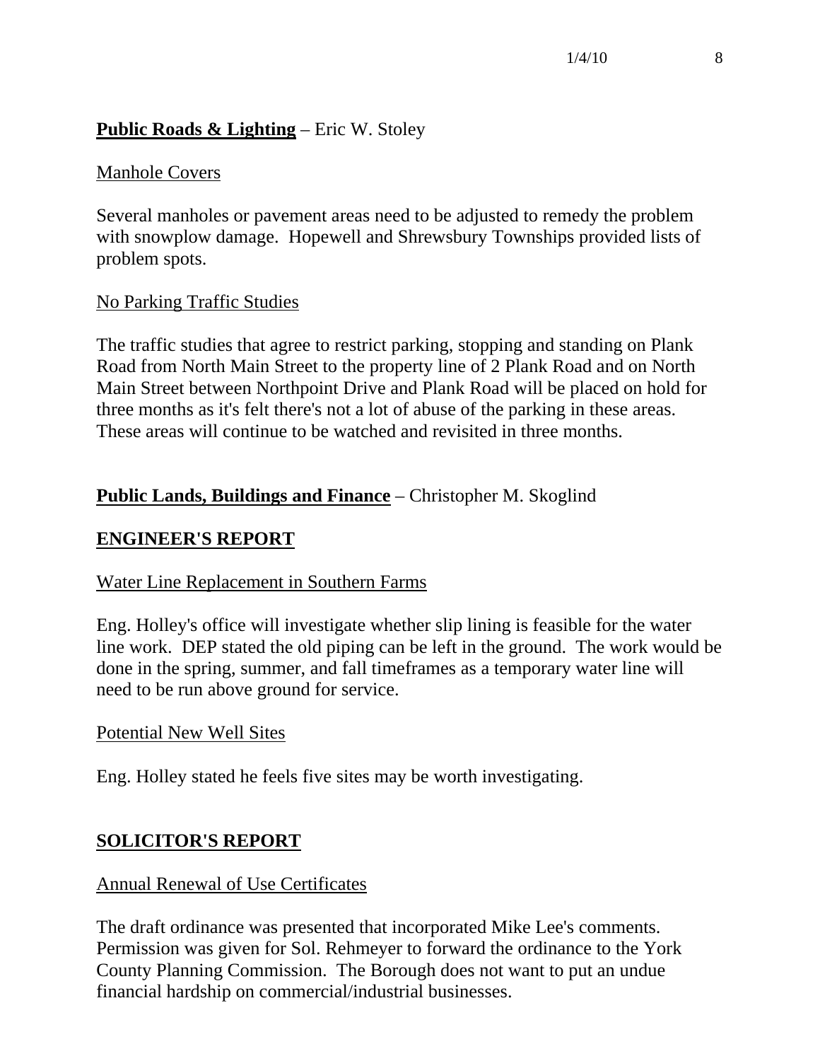**Public Roads & Lighting** – Eric W. Stoley

Manhole Covers

Several manholes or pavement areas need to be adjusted to remedy the problem with snowplow damage. Hopewell and Shrewsbury Townships provided lists of problem spots.

No Parking Traffic Studies

The traffic studies that agree to restrict parking, stopping and standing on Plank Road from North Main Street to the property line of 2 Plank Road and on North Main Street between Northpoint Drive and Plank Road will be placed on hold for three months as it's felt there's not a lot of abuse of the parking in these areas. These areas will continue to be watched and revisited in three months.

**Public Lands, Buildings and Finance** – Christopher M. Skoglind

## ENGINEER'S REPORT

Water Line Replacement in Southern Farms

Eng. Holley's office will investigate whether slip lining is feasible for the water line work. DEP stated the old piping can be left in the ground. The work would be done in the spring, summer, and fall timeframes as a temporary water line will need to be run above ground for service.

Potential New Well Sites

Eng. Holley stated he feels five sites may be worth investigating.

## SOLICITOR'S REPORT

Annual Renewal of Use Certificates

The draft ordinance was presented that incorporated Mike Lee's comments. Permission was given for Sol. Rehmeyer to forward the ordinance to the York County Planning Commission. The Borough does not want to put an undue financial hardship on commercial/industrial businesses.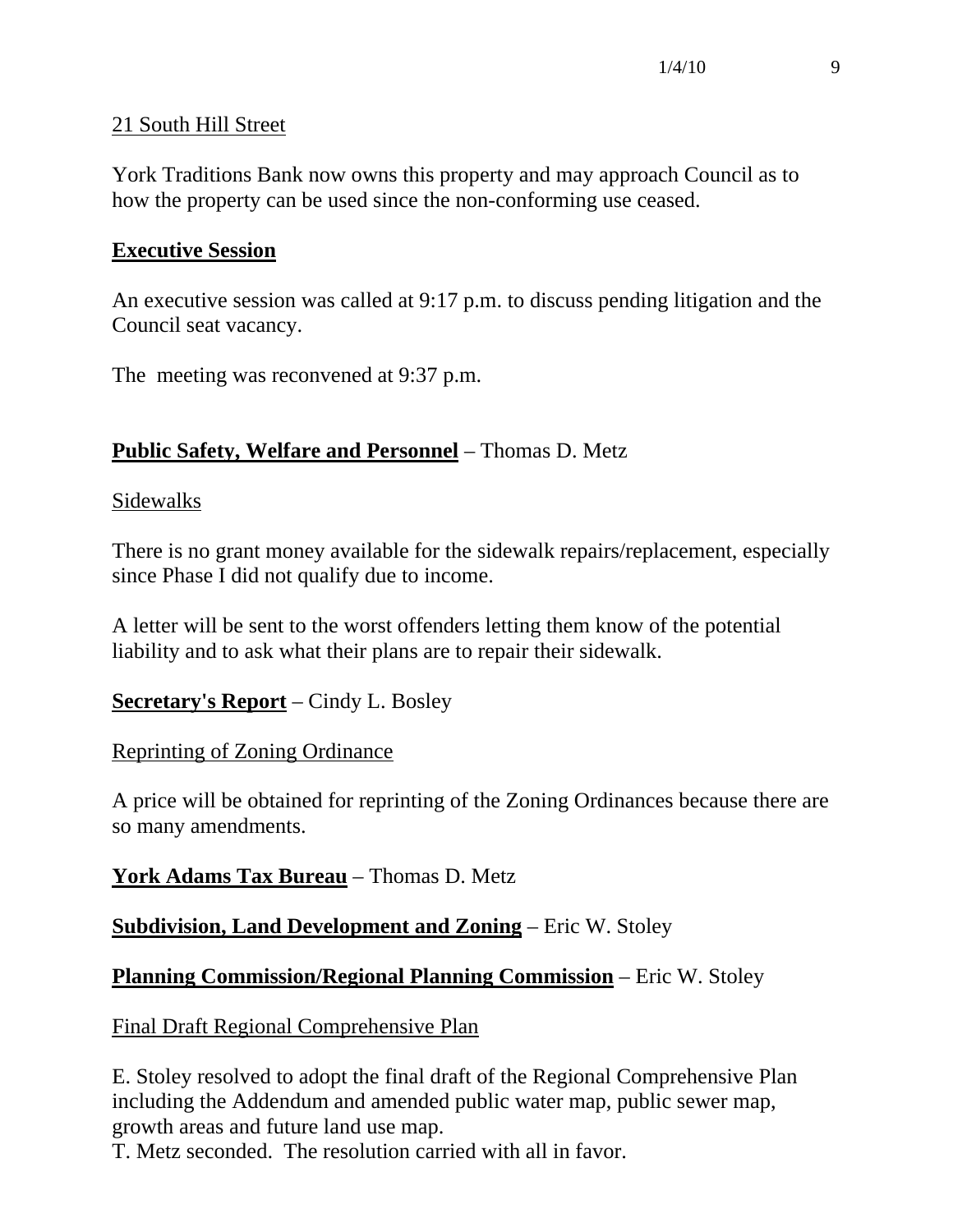21 South Hill Street

York Traditions Bank now owns this property and may approach Council as to how the property can be used since the non-conforming use ceased.

**Executive Session**

An executive session was called at 9:17 p.m. to discuss pending litigation and the Council seat vacancy.

The meeting was reconvened at 9:37 p.m.

**Public Safety, Welfare and Personnel** – Thomas D. Metz

Sidewalks

There is no grant money available for the sidewalk repairs/replacement, especially since Phase I did not qualify due to income.

A letter will be sent to the worst offenders letting them know of the potential liability and to ask what their plans are to repair their sidewalk.

**Secretary's Report** – Cindy L. Bosley

Reprinting of Zoning Ordinance

A price will be obtained for reprinting of the Zoning Ordinances because there are so many amendments.

**York Adams Tax Bureau** – Thomas D. Metz

**Subdivision, Land Development and Zoning** – Eric W. Stoley

**Planning Commission/Regional Planning Commission** – Eric W. Stoley

Final Draft Regional Comprehensive Plan

E. Stoley resolved to adopt the final draft of the Regional Comprehensive Plan including the Addendum and amended public water map, public sewer map, growth areas and future land use map.
T. Metz seconded. The resolution carried with all in favor.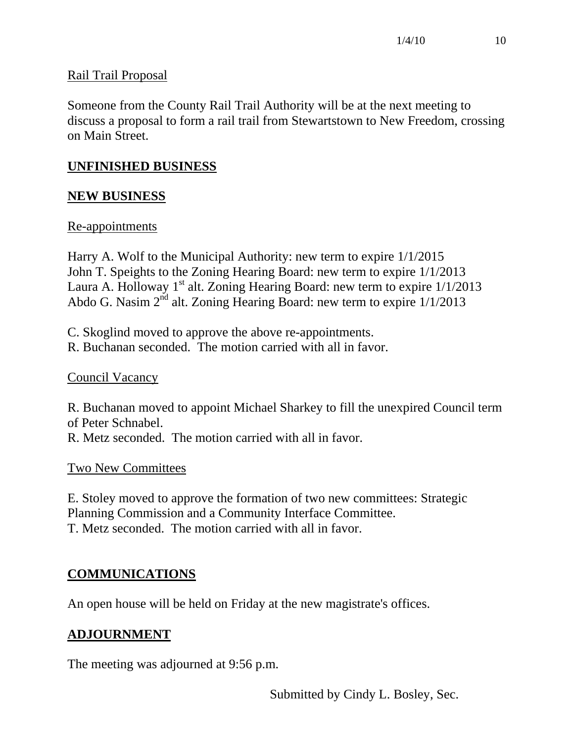Rail Trail Proposal

Someone from the County Rail Trail Authority will be at the next meeting to discuss a proposal to form a rail trail from Stewartstown to New Freedom, crossing on Main Street.

## UNFINISHED BUSINESS

## NEW BUSINESS

Re-appointments

Harry A. Wolf to the Municipal Authority: new term to expire 1/1/2015
John T. Speights to the Zoning Hearing Board: new term to expire 1/1/2013
Laura A. Holloway 1st alt. Zoning Hearing Board: new term to expire 1/1/2013
Abdo G. Nasim 2nd alt. Zoning Hearing Board: new term to expire 1/1/2013

C. Skoglind moved to approve the above re-appointments.
R. Buchanan seconded. The motion carried with all in favor.

Council Vacancy

R. Buchanan moved to appoint Michael Sharkey to fill the unexpired Council term of Peter Schnabel.
R. Metz seconded. The motion carried with all in favor.

Two New Committees

E. Stoley moved to approve the formation of two new committees: Strategic Planning Commission and a Community Interface Committee.
T. Metz seconded. The motion carried with all in favor.

## COMMUNICATIONS

An open house will be held on Friday at the new magistrate's offices.

## ADJOURNMENT

The meeting was adjourned at 9:56 p.m.

Submitted by Cindy L. Bosley, Sec.